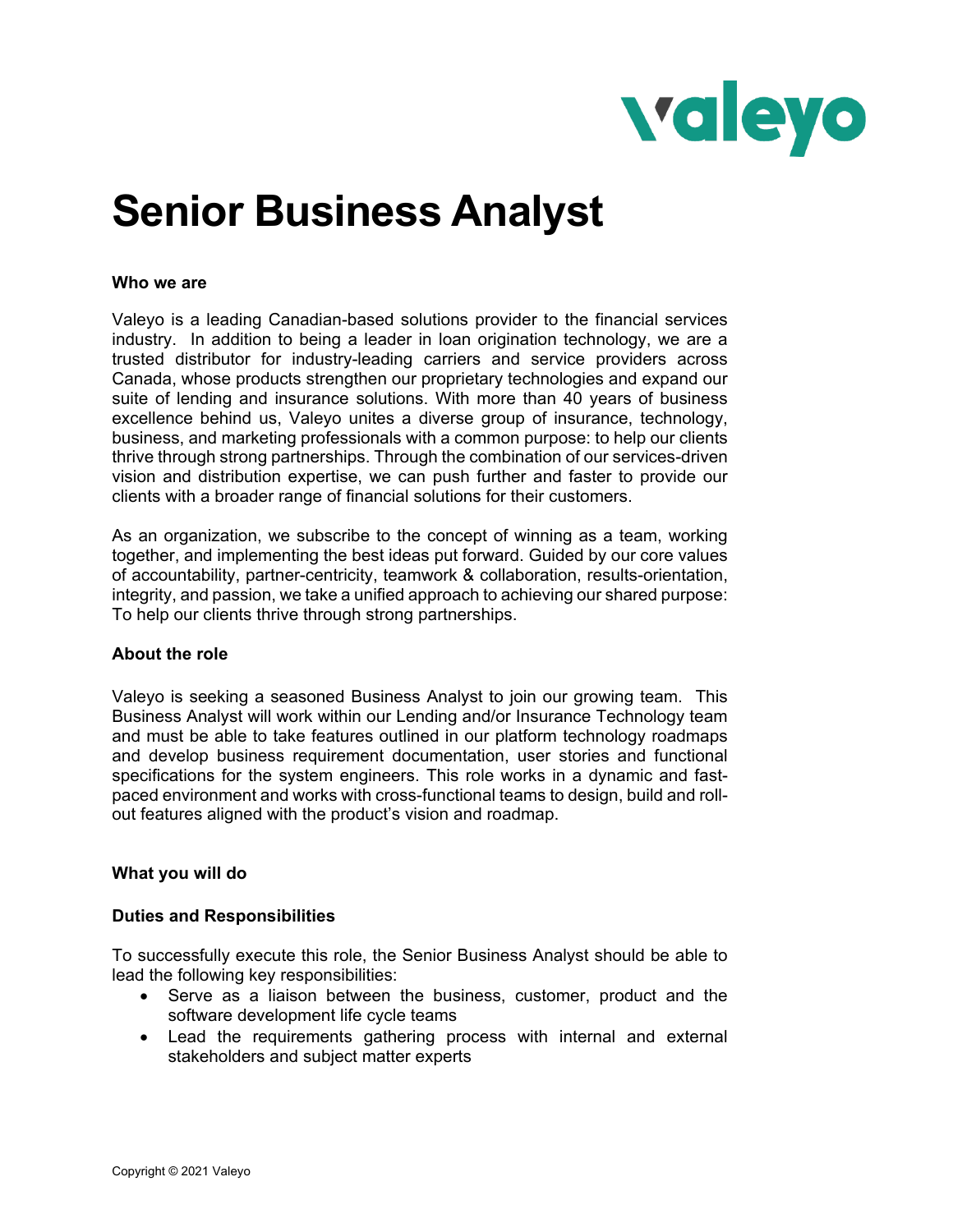# Senior Business Analyst

**Who we are**

Valeyo is a leading Canadian-based solutions provider to the financial services industry. In addition to being a leader in loan origination technology, we are a trusted distributor for industry-leading carriers and service providers across Canada, whose products strengthen our proprietary technologies and expand our suite of lending and insurance solutions. With more than 40 years of business excellence behind us, Valeyo unites a diverse group of insurance, technology, business, and marketing professionals with a common purpose: to help our clients thrive through strong partnerships. Through the combination of our services-driven vision and distribution expertise, we can push further and faster to provide our clients with a broader range of financial solutions for their customers.

As an organization, we subscribe to the concept of winning as a team, working together, and implementing the best ideas put forward. Guided by our core values of accountability, partner-centricity, teamwork & collaboration, results-orientation, integrity, and passion, we take a unified approach to achieving our shared purpose: To help our clients thrive through strong partnerships.

**About the role**

Valeyo is seeking a seasoned Business Analyst to join our growing team. This Business Analyst will work within our Lending and/or Insurance Technology team and must be able to take features outlined in our platform technology roadmaps and develop business requirement documentation, user stories and functional specifications for the system engineers. This role works in a dynamic and fast-paced environment and works with cross-functional teams to design, build and roll-out features aligned with the product's vision and roadmap.

**What you will do**

**Duties and Responsibilities**

To successfully execute this role, the Senior Business Analyst should be able to lead the following key responsibilities:

- Serve as a liaison between the business, customer, product and the software development life cycle teams
- Lead the requirements gathering process with internal and external stakeholders and subject matter experts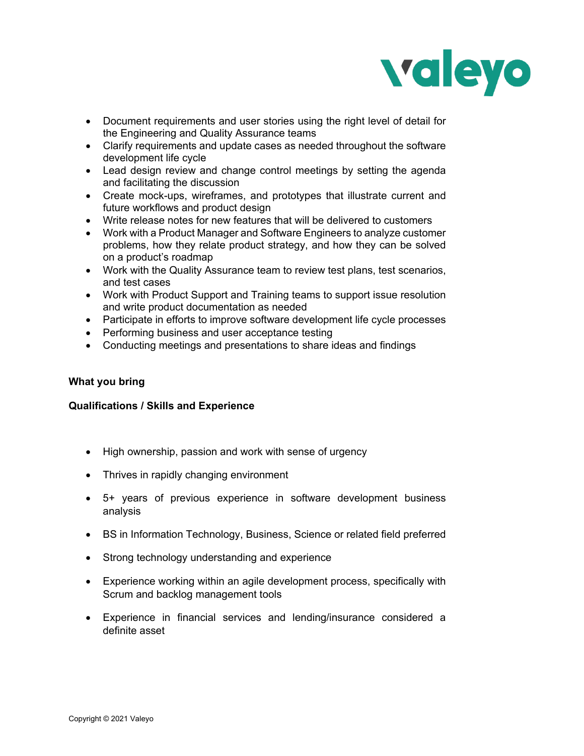- Document requirements and user stories using the right level of detail for the Engineering and Quality Assurance teams
- Clarify requirements and update cases as needed throughout the software development life cycle
- Lead design review and change control meetings by setting the agenda and facilitating the discussion
- Create mock-ups, wireframes, and prototypes that illustrate current and future workflows and product design
- Write release notes for new features that will be delivered to customers
- Work with a Product Manager and Software Engineers to analyze customer problems, how they relate product strategy, and how they can be solved on a product's roadmap
- Work with the Quality Assurance team to review test plans, test scenarios, and test cases
- Work with Product Support and Training teams to support issue resolution and write product documentation as needed
- Participate in efforts to improve software development life cycle processes
- Performing business and user acceptance testing
- Conducting meetings and presentations to share ideas and findings

**What you bring**

**Qualifications / Skills and Experience**

- High ownership, passion and work with sense of urgency
- Thrives in rapidly changing environment
- 5+ years of previous experience in software development business analysis
- BS in Information Technology, Business, Science or related field preferred
- Strong technology understanding and experience
- Experience working within an agile development process, specifically with Scrum and backlog management tools
- Experience in financial services and lending/insurance considered a definite asset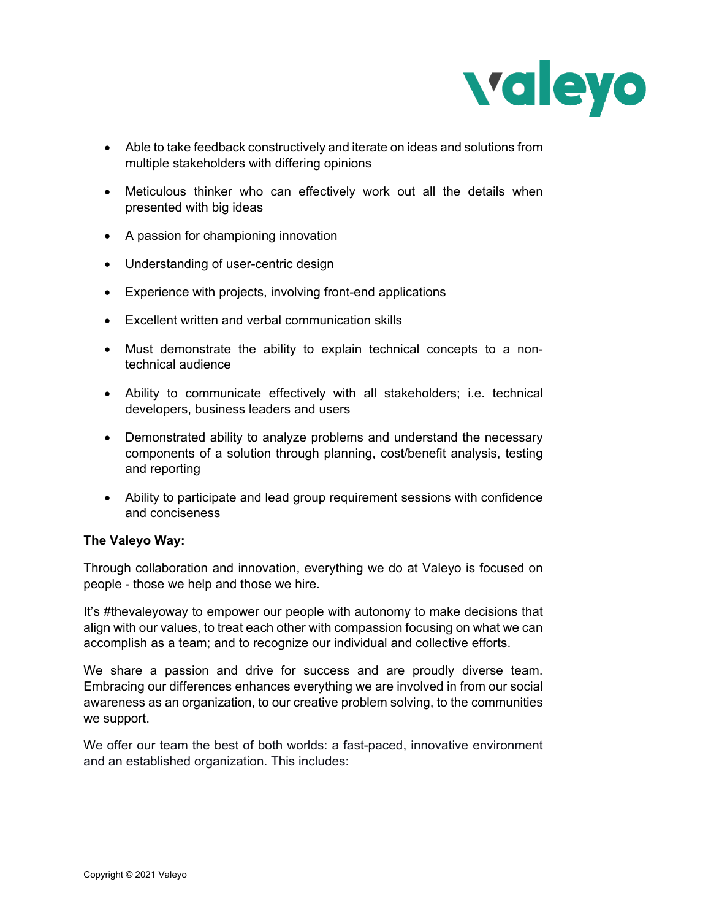- Able to take feedback constructively and iterate on ideas and solutions from multiple stakeholders with differing opinions
- Meticulous thinker who can effectively work out all the details when presented with big ideas
- A passion for championing innovation
- Understanding of user-centric design
- Experience with projects, involving front-end applications
- Excellent written and verbal communication skills
- Must demonstrate the ability to explain technical concepts to a non-technical audience
- Ability to communicate effectively with all stakeholders; i.e. technical developers, business leaders and users
- Demonstrated ability to analyze problems and understand the necessary components of a solution through planning, cost/benefit analysis, testing and reporting
- Ability to participate and lead group requirement sessions with confidence and conciseness

**The Valeyo Way:**

Through collaboration and innovation, everything we do at Valeyo is focused on people - those we help and those we hire.

It's #thevaleyoway to empower our people with autonomy to make decisions that align with our values, to treat each other with compassion focusing on what we can accomplish as a team; and to recognize our individual and collective efforts.

We share a passion and drive for success and are proudly diverse team. Embracing our differences enhances everything we are involved in from our social awareness as an organization, to our creative problem solving, to the communities we support.

We offer our team the best of both worlds: a fast-paced, innovative environment and an established organization. This includes: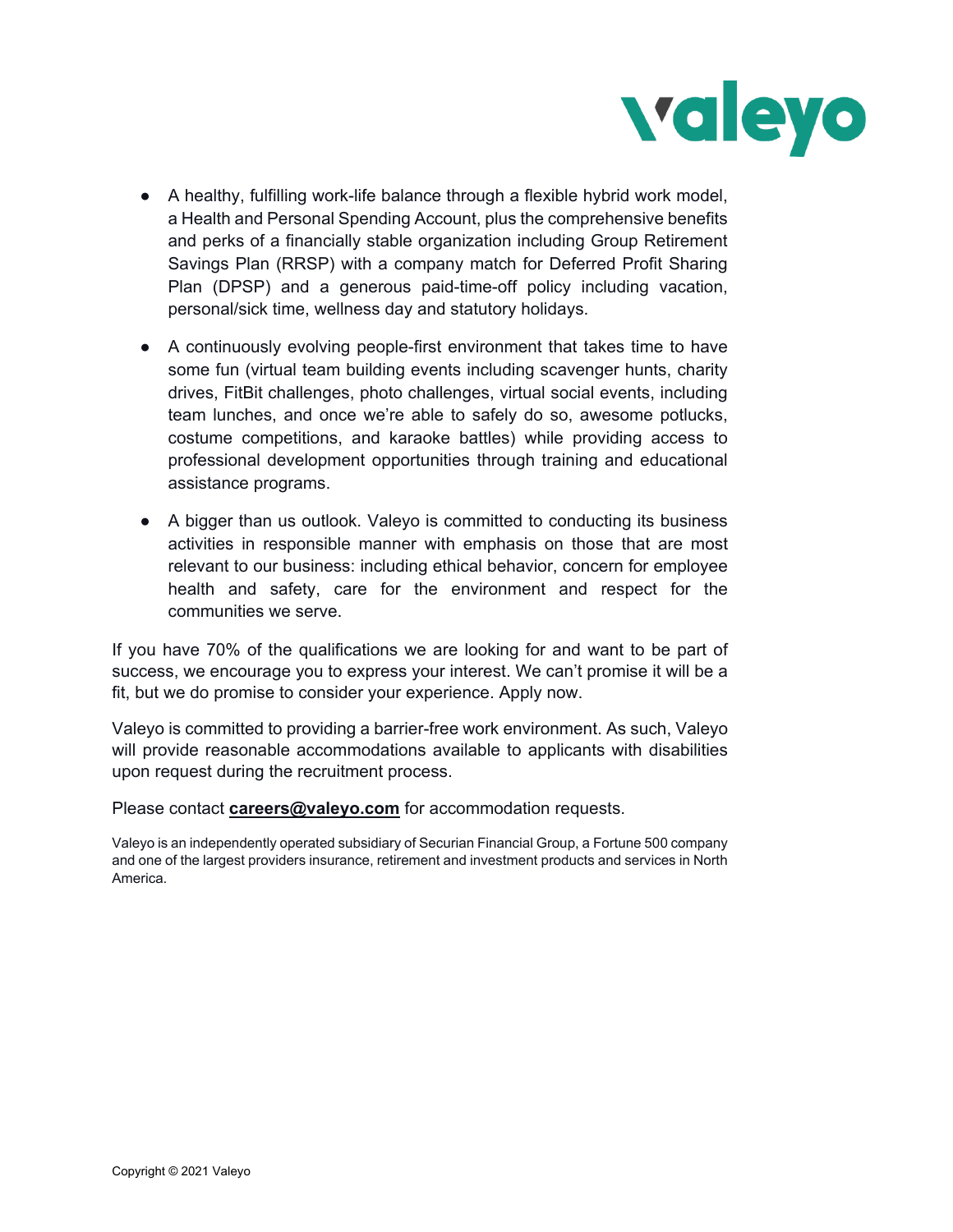- A healthy, fulfilling work-life balance through a flexible hybrid work model, a Health and Personal Spending Account, plus the comprehensive benefits and perks of a financially stable organization including Group Retirement Savings Plan (RRSP) with a company match for Deferred Profit Sharing Plan (DPSP) and a generous paid-time-off policy including vacation, personal/sick time, wellness day and statutory holidays.
- A continuously evolving people-first environment that takes time to have some fun (virtual team building events including scavenger hunts, charity drives, FitBit challenges, photo challenges, virtual social events, including team lunches, and once we're able to safely do so, awesome potlucks, costume competitions, and karaoke battles) while providing access to professional development opportunities through training and educational assistance programs.
- A bigger than us outlook. Valeyo is committed to conducting its business activities in responsible manner with emphasis on those that are most relevant to our business: including ethical behavior, concern for employee health and safety, care for the environment and respect for the communities we serve.

If you have 70% of the qualifications we are looking for and want to be part of success, we encourage you to express your interest. We can't promise it will be a fit, but we do promise to consider your experience. Apply now.

Valeyo is committed to providing a barrier-free work environment. As such, Valeyo will provide reasonable accommodations available to applicants with disabilities upon request during the recruitment process.

Please contact **careers@valeyo.com** for accommodation requests.

Valeyo is an independently operated subsidiary of Securian Financial Group, a Fortune 500 company and one of the largest providers insurance, retirement and investment products and services in North America.

Copyright © 2021 Valeyo